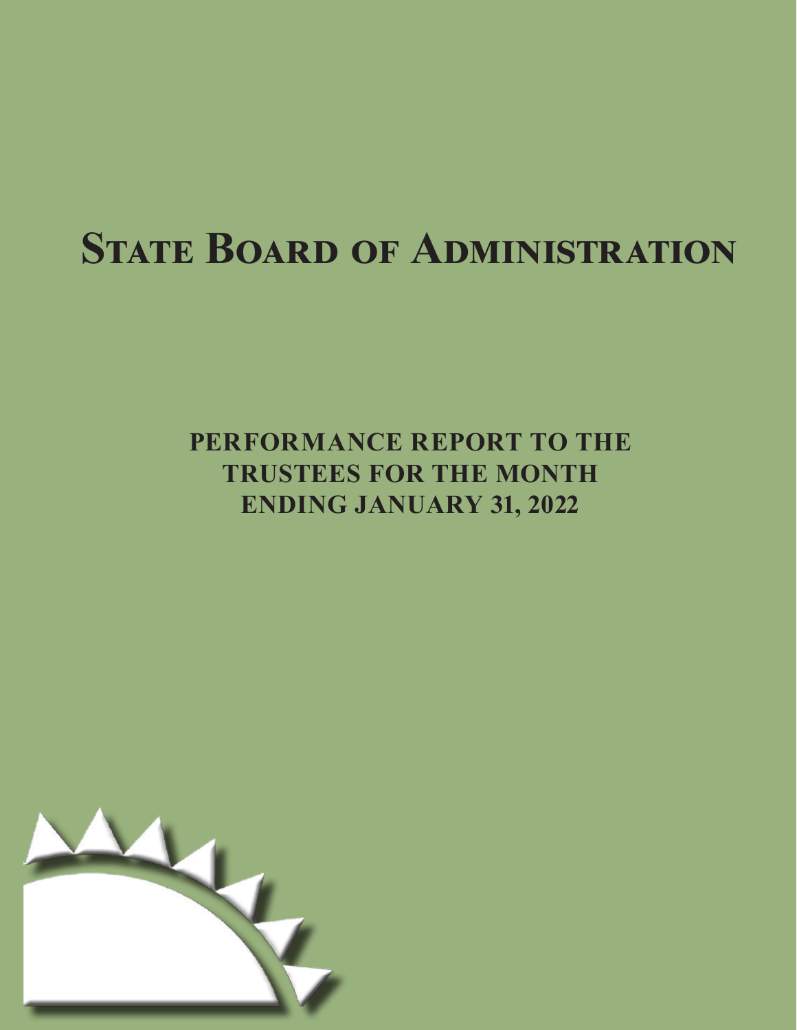# State Board of Administration

## PERFORMANCE REPORT TO THE TRUSTEES FOR THE MONTH ENDING JANUARY 31, 2022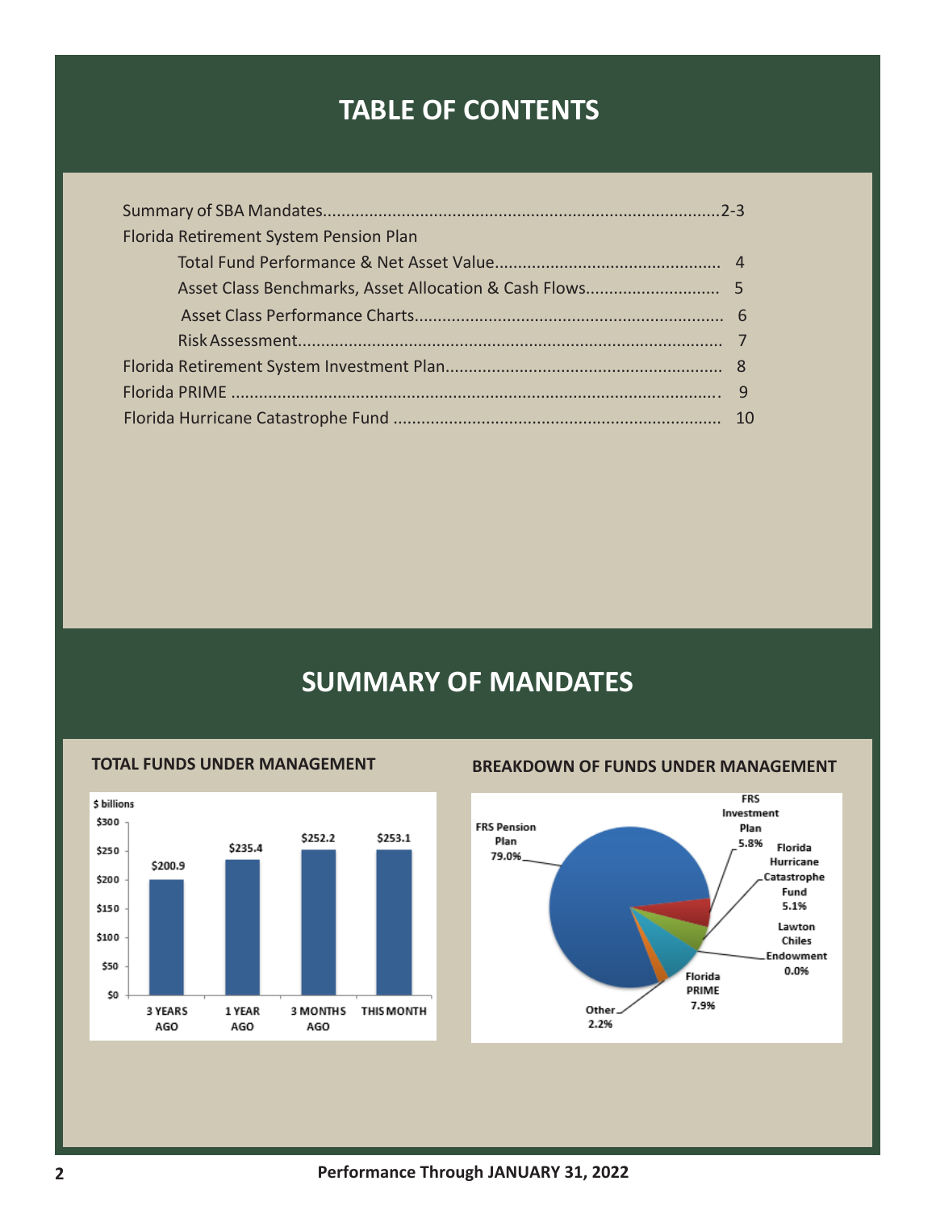# TABLE OF CONTENTS

- Summary of SBA Mandates....................2-3
- Florida Retirement System Pension Plan
  - Total Fund Performance & Net Asset Value.................... 4
  - Asset Class Benchmarks, Asset Allocation & Cash Flows.................... 5
  - Asset Class Performance Charts.................... 6
  - Risk Assessment.................... 7
- Florida Retirement System Investment Plan.................... 8
- Florida PRIME.................... 9
- Florida Hurricane Catastrophe Fund.................... 10

# SUMMARY OF MANDATES

### TOTAL FUNDS UNDER MANAGEMENT

| $ billions | 3 YEARS AGO | 1 YEAR AGO | 3 MONTHS AGO | THIS MONTH |
|---|---|---|---|---|
| Total | $200.9 | $235.4 | $252.2 | $253.1 |

### BREAKDOWN OF FUNDS UNDER MANAGEMENT

| Fund | Share |
|---|---|
| FRS Pension Plan | 79.0% |
| FRS Investment Plan | 5.8% |
| Florida Hurricane Catastrophe Fund | 5.1% |
| Lawton Chiles Endowment | 0.0% |
| Florida PRIME | 7.9% |
| Other | 2.2% |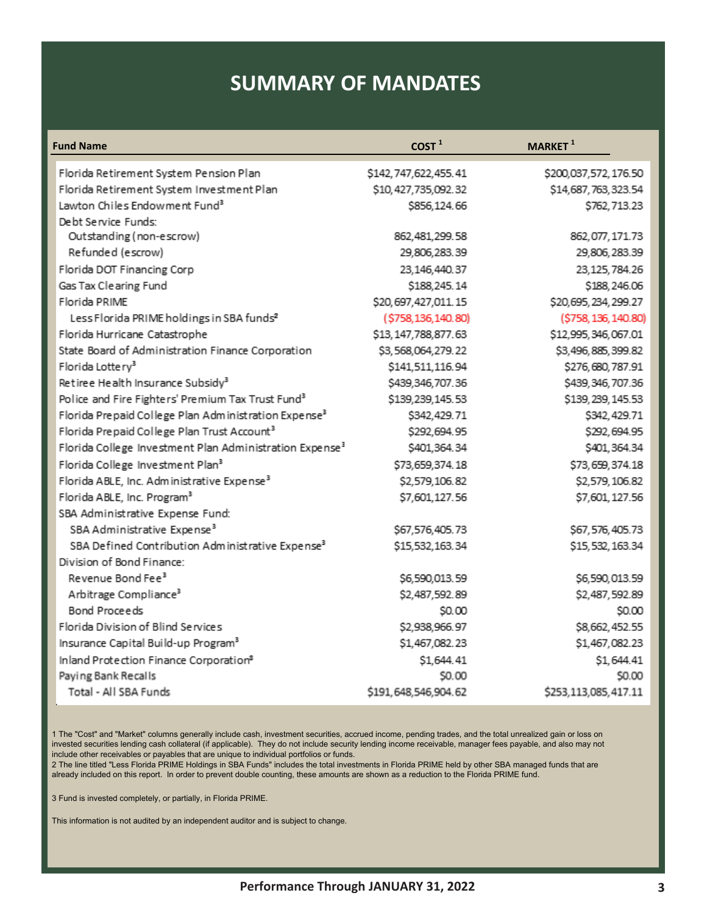# SUMMARY OF MANDATES

| Fund Name | COST [1] | MARKET [1] |
|---|---|---|
| Florida Retirement System Pension Plan | $142,747,622,455.41 | $200,037,572,176.50 |
| Florida Retirement System Investment Plan | $10,427,735,092.32 | $14,687,763,323.54 |
| Lawton Chiles Endowment Fund[3] | $856,124.66 | $762,713.23 |
| Debt Service Funds: | | |
| Outstanding (non-escrow) | 862,481,299.58 | 862,077,171.73 |
| Refunded (escrow) | 29,806,283.39 | 29,806,283.39 |
| Florida DOT Financing Corp | 23,146,440.37 | 23,125,784.26 |
| Gas Tax Clearing Fund | $188,245.14 | $188,246.06 |
| Florida PRIME | $20,697,427,011.15 | $20,695,234,299.27 |
| Less Florida PRIME holdings in SBA funds[2] | ($758,136,140.80) | ($758,136,140.80) |
| Florida Hurricane Catastrophe | $13,147,788,877.63 | $12,995,346,067.01 |
| State Board of Administration Finance Corporation | $3,568,064,279.22 | $3,496,885,399.82 |
| Florida Lottery[3] | $141,511,116.94 | $276,680,787.91 |
| Retiree Health Insurance Subsidy[3] | $439,346,707.36 | $439,346,707.36 |
| Police and Fire Fighters' Premium Tax Trust Fund[3] | $139,239,145.53 | $139,239,145.53 |
| Florida Prepaid College Plan Administration Expense[3] | $342,429.71 | $342,429.71 |
| Florida Prepaid College Plan Trust Account[3] | $292,694.95 | $292,694.95 |
| Florida College Investment Plan Administration Expense[3] | $401,364.34 | $401,364.34 |
| Florida College Investment Plan[3] | $73,659,374.18 | $73,659,374.18 |
| Florida ABLE, Inc. Administrative Expense[3] | $2,579,106.82 | $2,579,106.82 |
| Florida ABLE, Inc. Program[3] | $7,601,127.56 | $7,601,127.56 |
| SBA Administrative Expense Fund: | | |
| SBA Administrative Expense[3] | $67,576,405.73 | $67,576,405.73 |
| SBA Defined Contribution Administrative Expense[3] | $15,532,163.34 | $15,532,163.34 |
| Division of Bond Finance: | | |
| Revenue Bond Fee[3] | $6,590,013.59 | $6,590,013.59 |
| Arbitrage Compliance[3] | $2,487,592.89 | $2,487,592.89 |
| Bond Proceeds | $0.00 | $0.00 |
| Florida Division of Blind Services | $2,938,966.97 | $8,662,452.55 |
| Insurance Capital Build-up Program[3] | $1,467,082.23 | $1,467,082.23 |
| Inland Protection Finance Corporation[3] | $1,644.41 | $1,644.41 |
| Paying Bank Recalls | $0.00 | $0.00 |
| Total - All SBA Funds | $191,648,546,904.62 | $253,113,085,417.11 |

1 The "Cost" and "Market" columns generally include cash, investment securities, accrued income, pending trades, and the total unrealized gain or loss on invested securities lending cash collateral (if applicable). They do not include security lending income receivable, manager fees payable, and also may not include other receivables or payables that are unique to individual portfolios or funds.

2 The line titled "Less Florida PRIME Holdings in SBA Funds" includes the total investments in Florida PRIME held by other SBA managed funds that are already included on this report. In order to prevent double counting, these amounts are shown as a reduction to the Florida PRIME fund.

3 Fund is invested completely, or partially, in Florida PRIME.

This information is not audited by an independent auditor and is subject to change.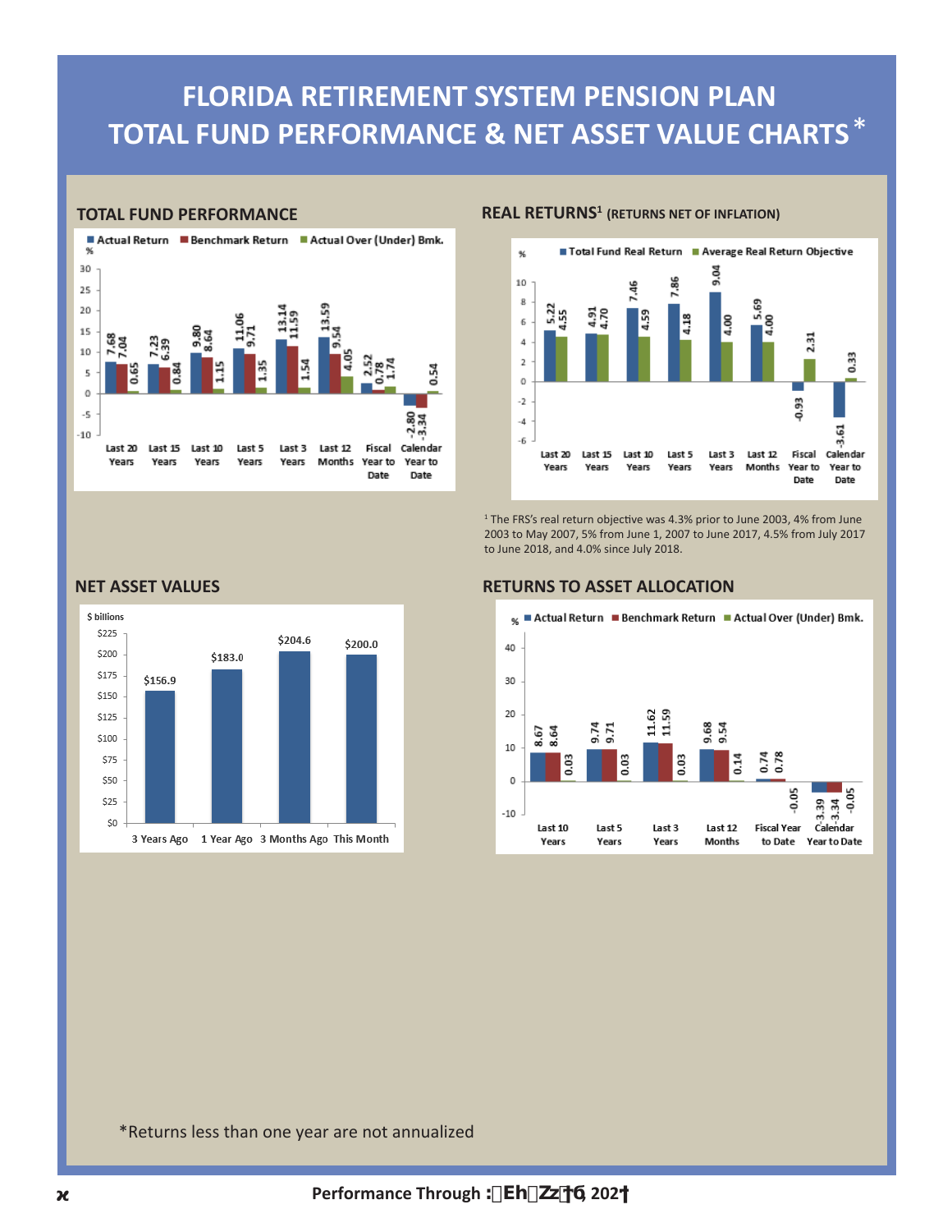# FLORIDA RETIREMENT SYSTEM PENSION PLAN
# TOTAL FUND PERFORMANCE & NET ASSET VALUE CHARTS*

## TOTAL FUND PERFORMANCE

| % | Actual Return | Benchmark Return | Actual Over (Under) Bmk. |
|---|---|---|---|
| Last 20 Years | 7.68 | 7.04 | 0.65 |
| Last 15 Years | 7.23 | 6.39 | 0.84 |
| Last 10 Years | 9.80 | 8.64 | 1.15 |
| Last 5 Years | 11.06 | 9.71 | 1.35 |
| Last 3 Years | 13.14 | 11.59 | 1.54 |
| Last 12 Months | 13.59 | 9.54 | 4.05 |
| Fiscal Year to Date | 2.52 | 0.78 | 1.74 |
| Calendar Year to Date | -2.80 | -3.34 | 0.54 |

## REAL RETURNS[1] (RETURNS NET OF INFLATION)

| % | Total Fund Real Return | Average Real Return Objective |
|---|---|---|
| Last 20 Years | 5.22 | 4.55 |
| Last 15 Years | 4.91 | 4.70 |
| Last 10 Years | 7.46 | 4.59 |
| Last 5 Years | 7.86 | 4.18 |
| Last 3 Years | 9.04 | 4.00 |
| Last 12 Months | 5.69 | 4.00 |
| Fiscal Year to Date | -0.93 | 2.31 |
| Calendar Year to Date | -3.61 | 0.33 |

[1] The FRS's real return objective was 4.3% prior to June 2003, 4% from June 2003 to May 2007, 5% from June 1, 2007 to June 2017, 4.5% from July 2017 to June 2018, and 4.0% since July 2018.

## NET ASSET VALUES

| $ billions | |
|---|---|
| 3 Years Ago | $156.9 |
| 1 Year Ago | $183.0 |
| 3 Months Ago | $204.6 |
| This Month | $200.0 |

## RETURNS TO ASSET ALLOCATION

| % | Actual Return | Benchmark Return | Actual Over (Under) Bmk. |
|---|---|---|---|
| Last 10 Years | 8.67 | 8.64 | 0.03 |
| Last 5 Years | 9.74 | 9.71 | 0.03 |
| Last 3 Years | 11.62 | 11.59 | 0.03 |
| Last 12 Months | 9.68 | 9.54 | 0.14 |
| Fiscal Year to Date | 0.74 | 0.78 | -0.05 |
| Calendar Year to Date | -3.39 | -3.34 | -0.05 |

*Returns less than one year are not annualized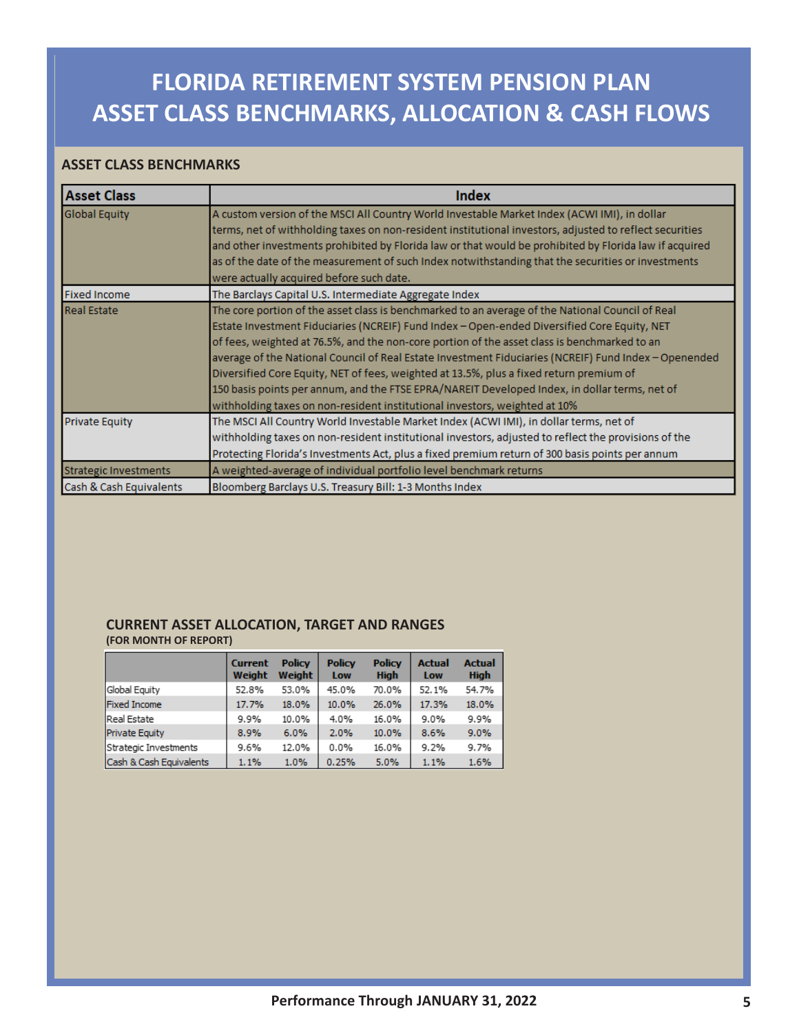# FLORIDA RETIREMENT SYSTEM PENSION PLAN
# ASSET CLASS BENCHMARKS, ALLOCATION & CASH FLOWS

## ASSET CLASS BENCHMARKS

| Asset Class | Index |
|---|---|
| Global Equity | A custom version of the MSCI All Country World Investable Market Index (ACWI IMI), in dollar terms, net of withholding taxes on non-resident institutional investors, adjusted to reflect securities and other investments prohibited by Florida law or that would be prohibited by Florida law if acquired as of the date of the measurement of such Index notwithstanding that the securities or investments were actually acquired before such date. |
| Fixed Income | The Barclays Capital U.S. Intermediate Aggregate Index |
| Real Estate | The core portion of the asset class is benchmarked to an average of the National Council of Real Estate Investment Fiduciaries (NCREIF) Fund Index – Open-ended Diversified Core Equity, NET of fees, weighted at 76.5%, and the non-core portion of the asset class is benchmarked to an average of the National Council of Real Estate Investment Fiduciaries (NCREIF) Fund Index – Openended Diversified Core Equity, NET of fees, weighted at 13.5%, plus a fixed return premium of 150 basis points per annum, and the FTSE EPRA/NAREIT Developed Index, in dollar terms, net of withholding taxes on non-resident institutional investors, weighted at 10% |
| Private Equity | The MSCI All Country World Investable Market Index (ACWI IMI), in dollar terms, net of withholding taxes on non-resident institutional investors, adjusted to reflect the provisions of the Protecting Florida's Investments Act, plus a fixed premium return of 300 basis points per annum |
| Strategic Investments | A weighted-average of individual portfolio level benchmark returns |
| Cash & Cash Equivalents | Bloomberg Barclays U.S. Treasury Bill: 1-3 Months Index |

## CURRENT ASSET ALLOCATION, TARGET AND RANGES
**(FOR MONTH OF REPORT)**

| | Current Weight | Policy Weight | Policy Low | Policy High | Actual Low | Actual High |
|---|---|---|---|---|---|---|
| Global Equity | 52.8% | 53.0% | 45.0% | 70.0% | 52.1% | 54.7% |
| Fixed Income | 17.7% | 18.0% | 10.0% | 26.0% | 17.3% | 18.0% |
| Real Estate | 9.9% | 10.0% | 4.0% | 16.0% | 9.0% | 9.9% |
| Private Equity | 8.9% | 6.0% | 2.0% | 10.0% | 8.6% | 9.0% |
| Strategic Investments | 9.6% | 12.0% | 0.0% | 16.0% | 9.2% | 9.7% |
| Cash & Cash Equivalents | 1.1% | 1.0% | 0.25% | 5.0% | 1.1% | 1.6% |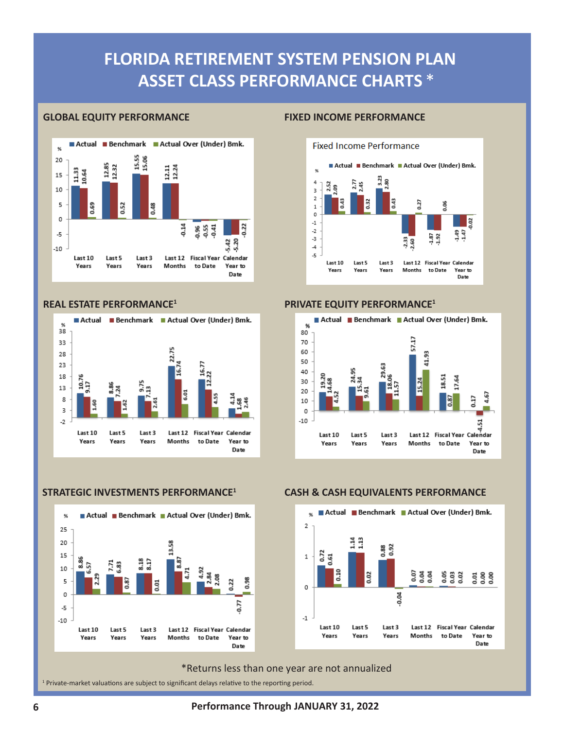# FLORIDA RETIREMENT SYSTEM PENSION PLAN ASSET CLASS PERFORMANCE CHARTS *

## GLOBAL EQUITY PERFORMANCE

| % | Actual | Benchmark | Actual Over (Under) Bmk. |
|---|---|---|---|
| Last 10 Years | 11.33 | 10.64 | 0.69 |
| Last 5 Years | 12.85 | 12.32 | 0.52 |
| Last 3 Years | 15.55 | 15.06 | 0.48 |
| Last 12 Months | 12.11 | 12.24 | -0.14 |
| Fiscal Year to Date | -0.96 | -0.55 | -0.41 |
| Calendar Year to Date | -5.42 | -5.20 | -0.22 |

## FIXED INCOME PERFORMANCE

Fixed Income Performance

| % | Actual | Benchmark | Actual Over (Under) Bmk. |
|---|---|---|---|
| Last 10 Years | 2.52 | 2.09 | 0.43 |
| Last 5 Years | 2.77 | 2.45 | 0.32 |
| Last 3 Years | 3.23 | 2.80 | 0.43 |
| Last 12 Months | -2.33 | -2.60 | 0.27 |
| Fiscal Year to Date | -1.87 | -1.92 | 0.06 |
| Calendar Year to Date | -1.49 | -1.47 | -0.02 |

## REAL ESTATE PERFORMANCE[1]

| % | Actual | Benchmark | Actual Over (Under) Bmk. |
|---|---|---|---|
| Last 10 Years | 10.76 | 9.17 | 1.60 |
| Last 5 Years | 8.86 | 7.24 | 1.62 |
| Last 3 Years | 9.75 | 7.13 | 2.61 |
| Last 12 Months | 22.75 | 16.74 | 6.01 |
| Fiscal Year to Date | 16.77 | 12.22 | 4.55 |
| Calendar Year to Date | 4.14 | 1.68 | 2.46 |

## PRIVATE EQUITY PERFORMANCE[1]

| % | Actual | Benchmark | Actual Over (Under) Bmk. |
|---|---|---|---|
| Last 10 Years | 19.20 | 14.68 | 4.52 |
| Last 5 Years | 24.95 | 15.34 | 9.61 |
| Last 3 Years | 29.63 | 18.06 | 11.57 |
| Last 12 Months | 57.17 | 15.24 | 41.93 |
| Fiscal Year to Date | 18.51 | 0.87 | 17.64 |
| Calendar Year to Date | 0.17 | -4.51 | 4.67 |

## STRATEGIC INVESTMENTS PERFORMANCE[1]

| % | Actual | Benchmark | Actual Over (Under) Bmk. |
|---|---|---|---|
| Last 10 Years | 8.86 | 6.57 | 2.29 |
| Last 5 Years | 7.71 | 6.83 | 0.87 |
| Last 3 Years | 8.18 | 8.17 | 0.01 |
| Last 12 Months | 13.58 | 8.87 | 4.71 |
| Fiscal Year to Date | 4.92 | 2.84 | 2.08 |
| Calendar Year to Date | 0.22 | -0.77 | 0.98 |

## CASH & CASH EQUIVALENTS PERFORMANCE

| % | Actual | Benchmark | Actual Over (Under) Bmk. |
|---|---|---|---|
| Last 10 Years | 0.72 | 0.61 | 0.10 |
| Last 5 Years | 1.14 | 1.13 | 0.02 |
| Last 3 Years | 0.88 | 0.92 | -0.04 |
| Last 12 Months | 0.07 | 0.04 | 0.04 |
| Fiscal Year to Date | 0.05 | 0.03 | 0.02 |
| Calendar Year to Date | 0.01 | 0.00 | 0.00 |

*Returns less than one year are not annualized

[1] Private-market valuations are subject to significant delays relative to the reporting period.

Performance Through JANUARY 31, 2022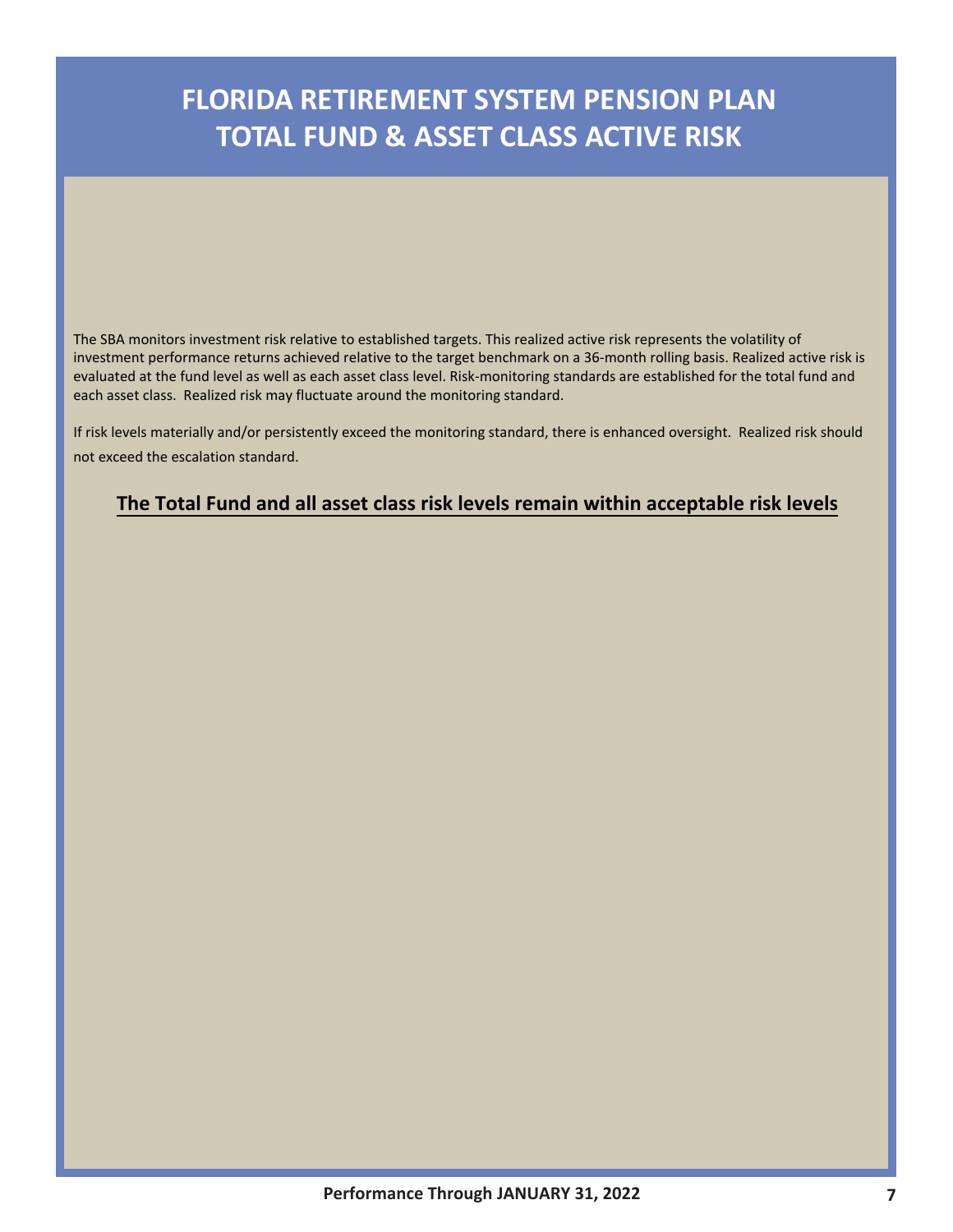# FLORIDA RETIREMENT SYSTEM PENSION PLAN
# TOTAL FUND & ASSET CLASS ACTIVE RISK

The SBA monitors investment risk relative to established targets. This realized active risk represents the volatility of investment performance returns achieved relative to the target benchmark on a 36-month rolling basis. Realized active risk is evaluated at the fund level as well as each asset class level. Risk-monitoring standards are established for the total fund and each asset class. Realized risk may fluctuate around the monitoring standard.

If risk levels materially and/or persistently exceed the monitoring standard, there is enhanced oversight. Realized risk should not exceed the escalation standard.

**The Total Fund and all asset class risk levels remain within acceptable risk levels**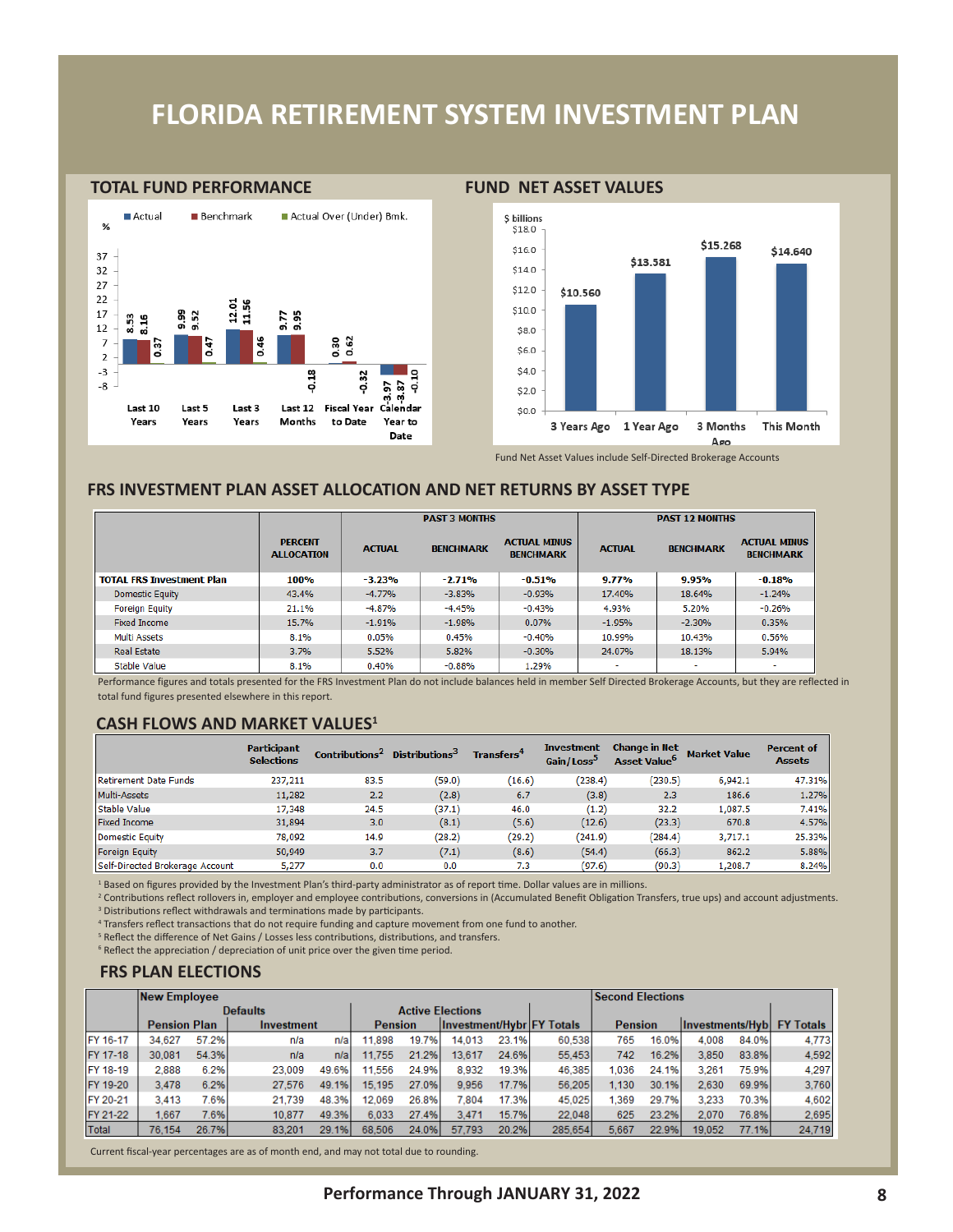# FLORIDA RETIREMENT SYSTEM INVESTMENT PLAN

## TOTAL FUND PERFORMANCE

| % | Actual | Benchmark | Actual Over (Under) Bmk. |
|---|---|---|---|
| Last 10 Years | 8.53 | 8.16 | 0.37 |
| Last 5 Years | 9.99 | 9.52 | 0.47 |
| Last 3 Years | 12.01 | 11.56 | 0.46 |
| Last 12 Months | 9.77 | 9.95 | -0.18 |
| Fiscal Year to Date | 0.30 | 0.62 | -0.32 |
| Calendar Year to Date | -3.97 | -3.87 | -0.10 |

## FUND NET ASSET VALUES

$ billions

| 3 Years Ago | 1 Year Ago | 3 Months Ago | This Month |
|---|---|---|---|
| $10.560 | $13.581 | $15.268 | $14.640 |

Fund Net Asset Values include Self-Directed Brokerage Accounts

## FRS INVESTMENT PLAN ASSET ALLOCATION AND NET RETURNS BY ASSET TYPE

| | | PAST 3 MONTHS | | | PAST 12 MONTHS | | |
|---|---|---|---|---|---|---|---|
| | PERCENT ALLOCATION | ACTUAL | BENCHMARK | ACTUAL MINUS BENCHMARK | ACTUAL | BENCHMARK | ACTUAL MINUS BENCHMARK |
| **TOTAL FRS Investment Plan** | **100%** | **-3.23%** | **-2.71%** | **-0.51%** | **9.77%** | **9.95%** | **-0.18%** |
| Domestic Equity | 43.4% | -4.77% | -3.83% | -0.93% | 17.40% | 18.64% | -1.24% |
| Foreign Equity | 21.1% | -4.87% | -4.45% | -0.43% | 4.93% | 5.20% | -0.26% |
| Fixed Income | 15.7% | -1.91% | -1.98% | 0.07% | -1.95% | -2.30% | 0.35% |
| Multi Assets | 8.1% | 0.05% | 0.45% | -0.40% | 10.99% | 10.43% | 0.56% |
| Real Estate | 3.7% | 5.52% | 5.82% | -0.30% | 24.07% | 18.13% | 5.94% |
| Stable Value | 8.1% | 0.40% | -0.88% | 1.29% | - | - | - |

Performance figures and totals presented for the FRS Investment Plan do not include balances held in member Self Directed Brokerage Accounts, but they are reflected in total fund figures presented elsewhere in this report.

## CASH FLOWS AND MARKET VALUES[1]

| | Participant Selections | Contributions[2] | Distributions[3] | Transfers[4] | Investment Gain/Loss[5] | Change in Net Asset Value[6] | Market Value | Percent of Assets |
|---|---|---|---|---|---|---|---|---|
| Retirement Date Funds | 237,211 | 83.5 | (59.0) | (16.6) | (238.4) | (230.5) | 6,942.1 | 47.31% |
| Multi-Assets | 11,282 | 2.2 | (2.8) | 6.7 | (3.8) | 2.3 | 186.6 | 1.27% |
| Stable Value | 17,348 | 24.5 | (37.1) | 46.0 | (1.2) | 32.2 | 1,087.5 | 7.41% |
| Fixed Income | 31,894 | 3.0 | (8.1) | (5.6) | (12.6) | (23.3) | 670.8 | 4.57% |
| Domestic Equity | 78,092 | 14.9 | (28.2) | (29.2) | (241.9) | (284.4) | 3,717.1 | 25.33% |
| Foreign Equity | 50,949 | 3.7 | (7.1) | (8.6) | (54.4) | (66.3) | 862.2 | 5.88% |
| Self-Directed Brokerage Account | 5,277 | 0.0 | 0.0 | 7.3 | (97.6) | (90.3) | 1,208.7 | 8.24% |

[1] Based on figures provided by the Investment Plan's third-party administrator as of report time. Dollar values are in millions.
[2] Contributions reflect rollovers in, employer and employee contributions, conversions in (Accumulated Benefit Obligation Transfers, true ups) and account adjustments.
[3] Distributions reflect withdrawals and terminations made by participants.
[4] Transfers reflect transactions that do not require funding and capture movement from one fund to another.
[5] Reflect the difference of Net Gains / Losses less contributions, distributions, and transfers.
[6] Reflect the appreciation / depreciation of unit price over the given time period.

## FRS PLAN ELECTIONS

| | New Employee | | | | | | | | | Second Elections | | | | |
|---|---|---|---|---|---|---|---|---|---|---|---|---|---|---|
| | Defaults | | | | Active Elections | | | | | | | | | |
| | Pension Plan | | Investment | | Pension | | Investment/Hybr | | FY Totals | Pension | | Investments/Hyb | | FY Totals |
| FY 16-17 | 34,627 | 57.2% | n/a | n/a | 11,898 | 19.7% | 14,013 | 23.1% | 60,538 | 765 | 16.0% | 4,008 | 84.0% | 4,773 |
| FY 17-18 | 30,081 | 54.3% | n/a | n/a | 11,755 | 21.2% | 13,617 | 24.6% | 55,453 | 742 | 16.2% | 3,850 | 83.8% | 4,592 |
| FY 18-19 | 2,888 | 6.2% | 23,009 | 49.6% | 11,556 | 24.9% | 8,932 | 19.3% | 46,385 | 1,036 | 24.1% | 3,261 | 75.9% | 4,297 |
| FY 19-20 | 3,478 | 6.2% | 27,576 | 49.1% | 15,195 | 27.0% | 9,956 | 17.7% | 56,205 | 1,130 | 30.1% | 2,630 | 69.9% | 3,760 |
| FY 20-21 | 3,413 | 7.6% | 21,739 | 48.3% | 12,069 | 26.8% | 7,804 | 17.3% | 45,025 | 1,369 | 29.7% | 3,233 | 70.3% | 4,602 |
| FY 21-22 | 1,667 | 7.6% | 10,877 | 49.3% | 6,033 | 27.4% | 3,471 | 15.7% | 22,048 | 625 | 23.2% | 2,070 | 76.8% | 2,695 |
| Total | 76,154 | 26.7% | 83,201 | 29.1% | 68,506 | 24.0% | 57,793 | 20.2% | 285,654 | 5,667 | 22.9% | 19,052 | 77.1% | 24,719 |

Current fiscal-year percentages are as of month end, and may not total due to rounding.

Performance Through JANUARY 31, 2022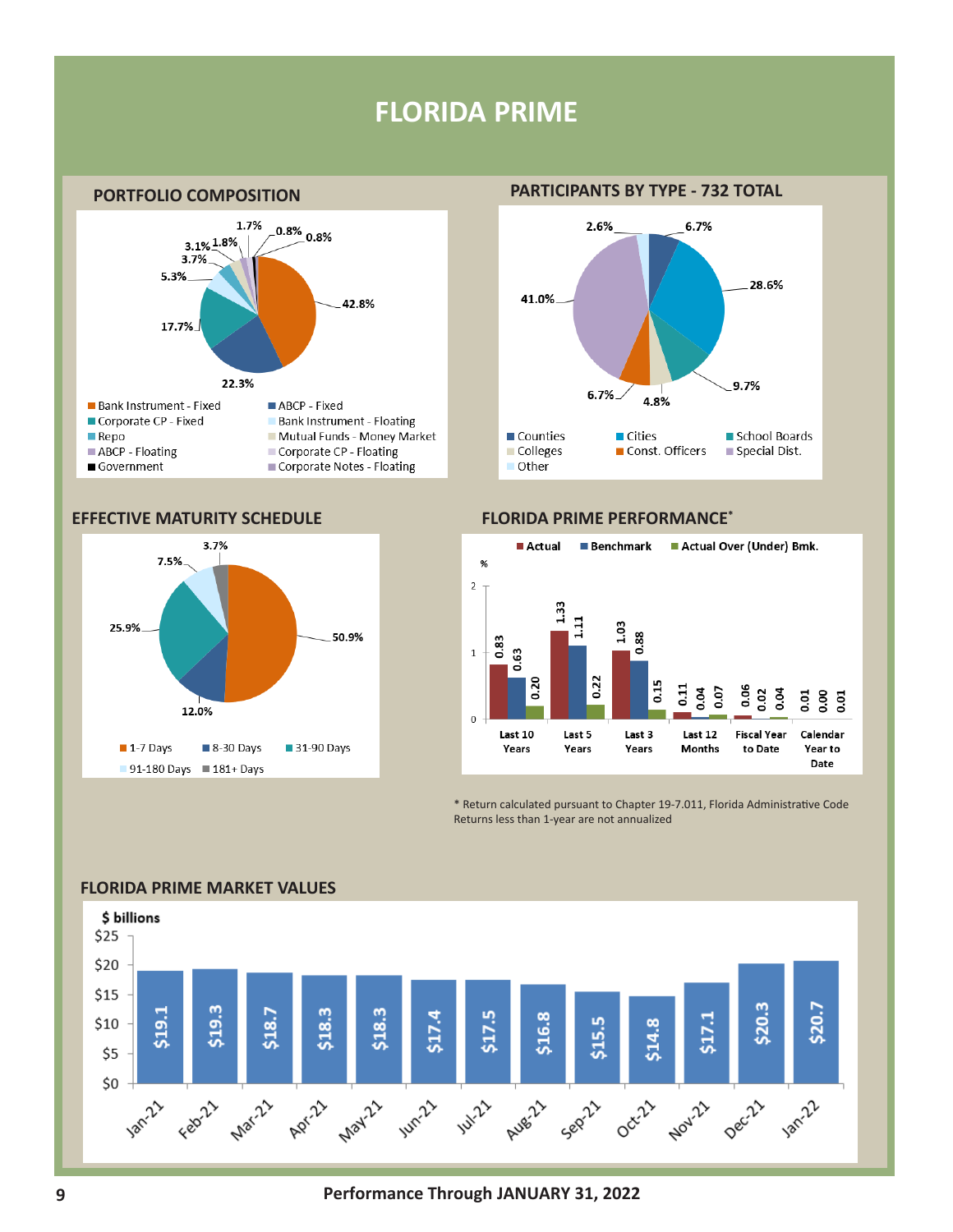# FLORIDA PRIME

## PORTFOLIO COMPOSITION

| Category | Percent |
|---|---|
| Bank Instrument - Fixed | 42.8% |
| ABCP - Fixed | 22.3% |
| Corporate CP - Fixed | 17.7% |
| Bank Instrument - Floating | 5.3% |
| Repo | 3.7% |
| Mutual Funds - Money Market | 3.1% |
| ABCP - Floating | 1.8% |
| Corporate CP - Floating | 1.7% |
| Government | 0.8% |
| Corporate Notes - Floating | 0.8% |

## PARTICIPANTS BY TYPE - 732 TOTAL

| Type | Percent |
|---|---|
| Counties | 6.7% |
| Cities | 28.6% |
| School Boards | 9.7% |
| Colleges | 4.8% |
| Const. Officers | 6.7% |
| Special Dist. | 41.0% |
| Other | 2.6% |

## EFFECTIVE MATURITY SCHEDULE

| Maturity | Percent |
|---|---|
| 1-7 Days | 50.9% |
| 8-30 Days | 12.0% |
| 31-90 Days | 25.9% |
| 91-180 Days | 7.5% |
| 181+ Days | 3.7% |

## FLORIDA PRIME PERFORMANCE*

| % | Actual | Benchmark | Actual Over (Under) Bmk. |
|---|---|---|---|
| Last 10 Years | 0.83 | 0.63 | 0.20 |
| Last 5 Years | 1.33 | 1.11 | 0.22 |
| Last 3 Years | 1.03 | 0.88 | 0.15 |
| Last 12 Months | 0.11 | 0.04 | 0.07 |
| Fiscal Year to Date | 0.06 | 0.02 | 0.04 |
| Calendar Year to Date | 0.01 | 0.00 | 0.01 |

* Return calculated pursuant to Chapter 19-7.011, Florida Administrative Code
Returns less than 1-year are not annualized

## FLORIDA PRIME MARKET VALUES

| Month | $ billions |
|---|---|
| Jan-21 | $19.1 |
| Feb-21 | $19.3 |
| Mar-21 | $18.7 |
| Apr-21 | $18.3 |
| May-21 | $18.3 |
| Jun-21 | $17.4 |
| Jul-21 | $17.5 |
| Aug-21 | $16.8 |
| Sep-21 | $15.5 |
| Oct-21 | $14.8 |
| Nov-21 | $17.1 |
| Dec-21 | $20.3 |
| Jan-22 | $20.7 |

Performance Through JANUARY 31, 2022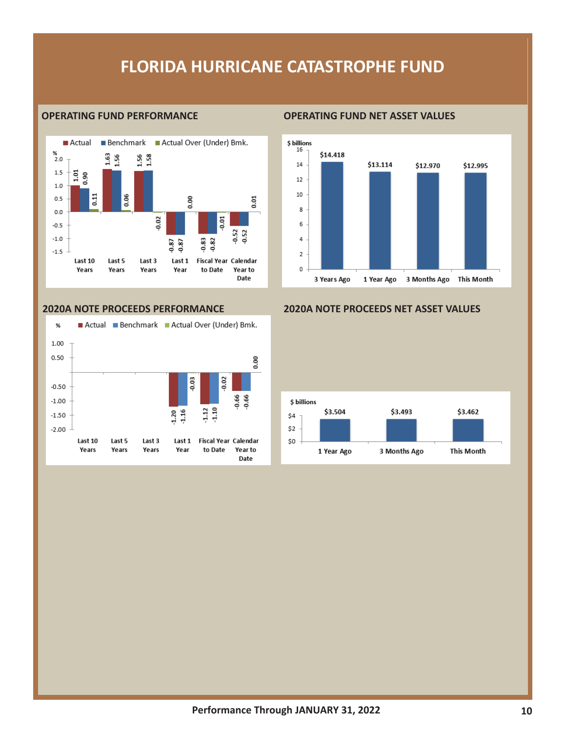# FLORIDA HURRICANE CATASTROPHE FUND

## OPERATING FUND PERFORMANCE

Actual
Benchmark
Actual Over (Under) Bmk.

%

2.0
1.5
1.0
0.5
0.0
-0.5
-1.0
-1.5

Last 10 Years: 1.01, 0.90, 0.11
Last 5 Years: 1.63, 1.56, 0.06
Last 3 Years: 1.56, 1.58, -0.02
Last 1 Year: -0.87, -0.87, 0.00
Fiscal Year to Date: -0.83, -0.82, -0.01
Calendar Year to Date: -0.52, -0.52, 0.01

## OPERATING FUND NET ASSET VALUES

$ billions

16
14
12
10
8
6
4
2
0

3 Years Ago: $14.418
1 Year Ago: $13.114
3 Months Ago: $12.970
This Month: $12.995

## 2020A NOTE PROCEEDS PERFORMANCE

%

Actual
Benchmark
Actual Over (Under) Bmk.

1.00
0.50
-0.50
-1.00
-1.50
-2.00

Last 10 Years
Last 5 Years
Last 3 Years
Last 1 Year: -1.20, -1.16, -0.03
Fiscal Year to Date: -1.12, -1.10, -0.02
Calendar Year to Date: -0.66, -0.66, 0.00

## 2020A NOTE PROCEEDS NET ASSET VALUES

$ billions

$4
$2
$0

1 Year Ago: $3.504
3 Months Ago: $3.493
This Month: $3.462

Performance Through JANUARY 31, 2022